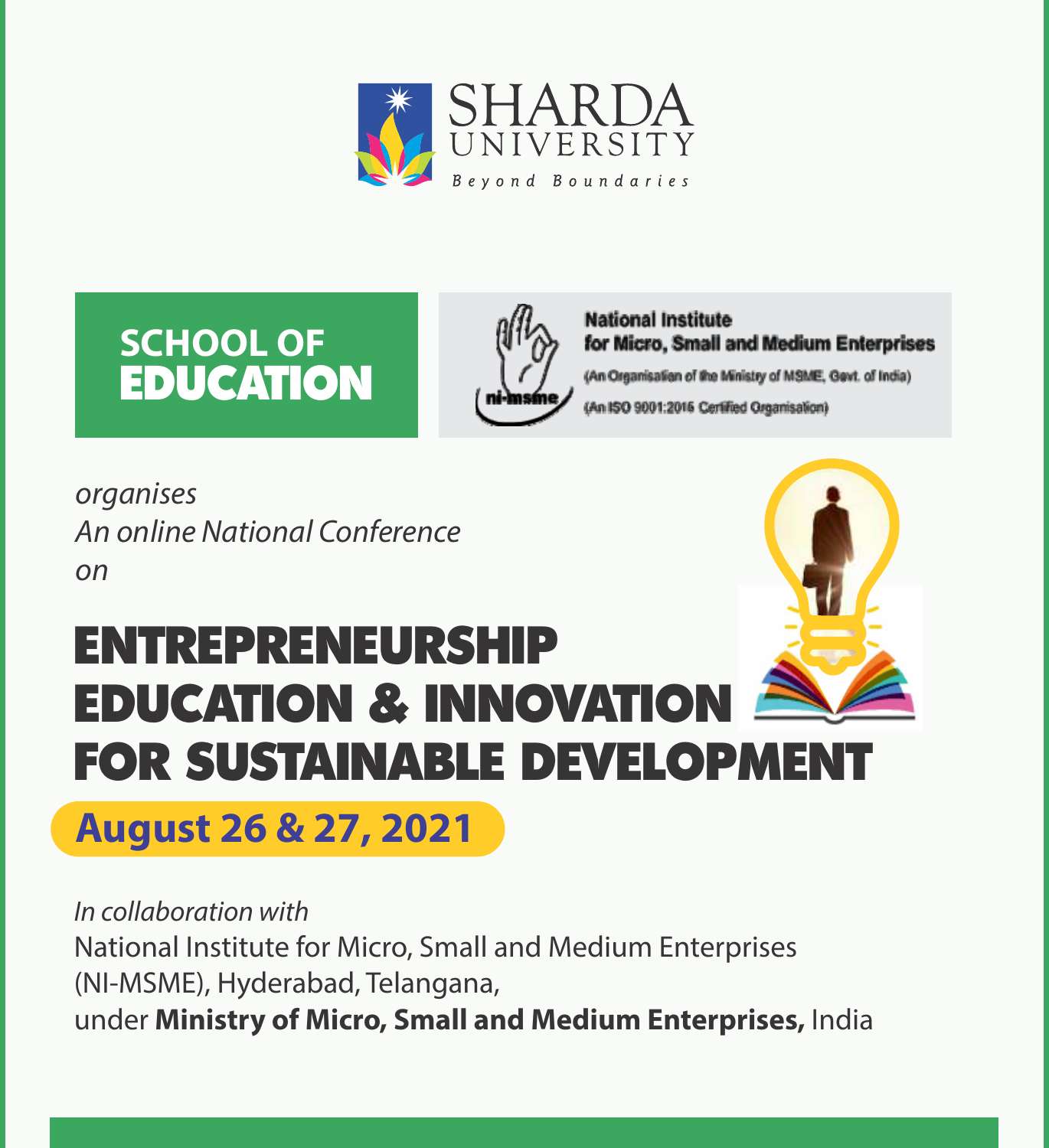SHARDA UNIVERSITY

*Beyond Boundaries*

**SCHOOL OF EDUCATION**

**National Institute for Micro, Small and Medium Enterprises**

(An Organisation of the Ministry of MSME, Govt. of India)

(An ISO 9001:2015 Certified Organisation)

ni-msme

*organises*

*An online National Conference*

*on*

# ENTREPRENEURSHIP EDUCATION & INNOVATION FOR SUSTAINABLE DEVELOPMENT

**August 26 & 27, 2021**

*In collaboration with*

National Institute for Micro, Small and Medium Enterprises (NI-MSME), Hyderabad, Telangana, under **Ministry of Micro, Small and Medium Enterprises,** India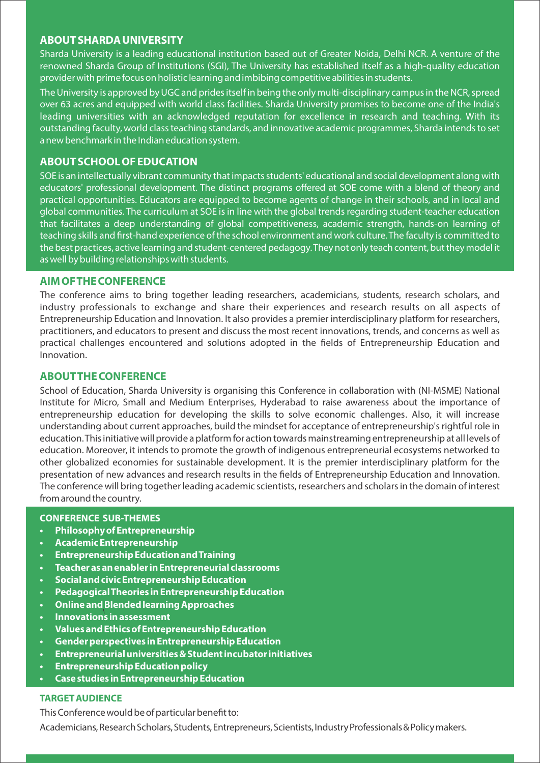## ABOUT SHARDA UNIVERSITY

Sharda University is a leading educational institution based out of Greater Noida, Delhi NCR. A venture of the renowned Sharda Group of Institutions (SGI), The University has established itself as a high-quality education provider with prime focus on holistic learning and imbibing competitive abilities in students.

The University is approved by UGC and prides itself in being the only multi-disciplinary campus in the NCR, spread over 63 acres and equipped with world class facilities. Sharda University promises to become one of the India's leading universities with an acknowledged reputation for excellence in research and teaching. With its outstanding faculty, world class teaching standards, and innovative academic programmes, Sharda intends to set a new benchmark in the Indian education system.

## ABOUT SCHOOL OF EDUCATION

SOE is an intellectually vibrant community that impacts students' educational and social development along with educators' professional development. The distinct programs offered at SOE come with a blend of theory and practical opportunities. Educators are equipped to become agents of change in their schools, and in local and global communities. The curriculum at SOE is in line with the global trends regarding student-teacher education that facilitates a deep understanding of global competitiveness, academic strength, hands-on learning of teaching skills and first-hand experience of the school environment and work culture. The faculty is committed to the best practices, active learning and student-centered pedagogy. They not only teach content, but they model it as well by building relationships with students.

## AIM OF THE CONFERENCE

The conference aims to bring together leading researchers, academicians, students, research scholars, and industry professionals to exchange and share their experiences and research results on all aspects of Entrepreneurship Education and Innovation. It also provides a premier interdisciplinary platform for researchers, practitioners, and educators to present and discuss the most recent innovations, trends, and concerns as well as practical challenges encountered and solutions adopted in the fields of Entrepreneurship Education and Innovation.

## ABOUT THE CONFERENCE

School of Education, Sharda University is organising this Conference in collaboration with (NI-MSME) National Institute for Micro, Small and Medium Enterprises, Hyderabad to raise awareness about the importance of entrepreneurship education for developing the skills to solve economic challenges. Also, it will increase understanding about current approaches, build the mindset for acceptance of entrepreneurship's rightful role in education. This initiative will provide a platform for action towards mainstreaming entrepreneurship at all levels of education. Moreover, it intends to promote the growth of indigenous entrepreneurial ecosystems networked to other globalized economies for sustainable development. It is the premier interdisciplinary platform for the presentation of new advances and research results in the fields of Entrepreneurship Education and Innovation. The conference will bring together leading academic scientists, researchers and scholars in the domain of interest from around the country.

### CONFERENCE SUB-THEMES

- **Philosophy of Entrepreneurship**
- **Academic Entrepreneurship**
- **Entrepreneurship Education and Training**
- **Teacher as an enabler in Entrepreneurial classrooms**
- **Social and civic Entrepreneurship Education**
- **Pedagogical Theories in Entrepreneurship Education**
- **Online and Blended learning Approaches**
- **Innovations in assessment**
- **Values and Ethics of Entrepreneurship Education**
- **Gender perspectives in Entrepreneurship Education**
- **Entrepreneurial universities & Student incubator initiatives**
- **Entrepreneurship Education policy**
- **Case studies in Entrepreneurship Education**

### TARGET AUDIENCE

This Conference would be of particular benefit to:

Academicians, Research Scholars, Students, Entrepreneurs, Scientists, Industry Professionals & Policy makers.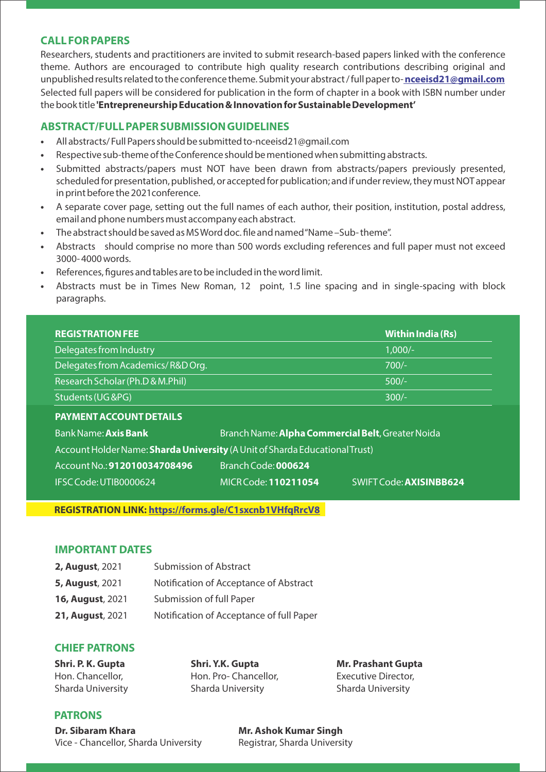## CALL FOR PAPERS

Researchers, students and practitioners are invited to submit research-based papers linked with the conference theme. Authors are encouraged to contribute high quality research contributions describing original and unpublished results related to the conference theme. Submit your abstract / full paper to- **nceeisd21@gmail.com**

Selected full papers will be considered for publication in the form of chapter in a book with ISBN number under the book title **'Entrepreneurship Education & Innovation for Sustainable Development'**

## ABSTRACT/FULL PAPER SUBMISSION GUIDELINES

- All abstracts/ Full Papers should be submitted to-nceeisd21@gmail.com
- Respective sub-theme of the Conference should be mentioned when submitting abstracts.
- Submitted abstracts/papers must NOT have been drawn from abstracts/papers previously presented, scheduled for presentation, published, or accepted for publication; and if under review, they must NOT appear in print before the 2021conference.
- A separate cover page, setting out the full names of each author, their position, institution, postal address, email and phone numbers must accompany each abstract.
- The abstract should be saved as MS Word doc. file and named "Name –Sub- theme".
- Abstracts should comprise no more than 500 words excluding references and full paper must not exceed 3000- 4000 words.
- References, figures and tables are to be included in the word limit.
- Abstracts must be in Times New Roman, 12 point, 1.5 line spacing and in single-spacing with block paragraphs.

| REGISTRATION FEE | Within India (Rs) |
|---|---|
| Delegates from Industry | 1,000/- |
| Delegates from Academics/ R&D Org. | 700/- |
| Research Scholar (Ph.D & M.Phil) | 500/- |
| Students (UG &PG) | 300/- |

### PAYMENT ACCOUNT DETAILS

Bank Name: **Axis Bank**
Branch Name: **Alpha Commercial Belt**, Greater Noida
Account Holder Name: **Sharda University** (A Unit of Sharda Educational Trust)
Account No.: **912010034708496**
Branch Code: **000624**
IFSC Code: UTIB0000624
MICR Code: **110211054**
SWIFT Code: **AXISINBB624**

**REGISTRATION LINK: https://forms.gle/C1sxcnb1VHfqRrcV8**

## IMPORTANT DATES

| | |
|---|---|
| **2, August**, 2021 | Submission of Abstract |
| **5, August**, 2021 | Notification of Acceptance of Abstract |
| **16, August**, 2021 | Submission of full Paper |
| **21, August**, 2021 | Notification of Acceptance of full Paper |

## CHIEF PATRONS

**Shri. P. K. Gupta**
Hon. Chancellor,
Sharda University

**Shri. Y.K. Gupta**
Hon. Pro- Chancellor,
Sharda University

**Mr. Prashant Gupta**
Executive Director,
Sharda University

## PATRONS

**Dr. Sibaram Khara**
Vice - Chancellor, Sharda University

**Mr. Ashok Kumar Singh**
Registrar, Sharda University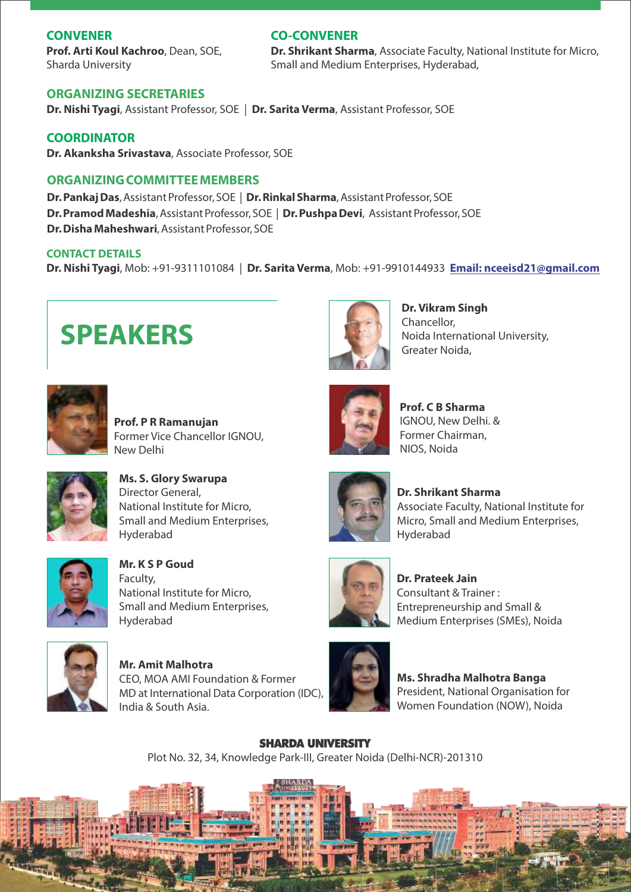## CONVENER

**Prof. Arti Koul Kachroo**, Dean, SOE, Sharda University

## CO-CONVENER

**Dr. Shrikant Sharma**, Associate Faculty, National Institute for Micro, Small and Medium Enterprises, Hyderabad,

## ORGANIZING SECRETARIES

**Dr. Nishi Tyagi**, Assistant Professor, SOE | **Dr. Sarita Verma**, Assistant Professor, SOE

## COORDINATOR

**Dr. Akanksha Srivastava**, Associate Professor, SOE

## ORGANIZING COMMITTEE MEMBERS

**Dr. Pankaj Das**, Assistant Professor, SOE | **Dr. Rinkal Sharma**, Assistant Professor, SOE
**Dr. Pramod Madeshia**, Assistant Professor, SOE | **Dr. Pushpa Devi**, Assistant Professor, SOE
**Dr. Disha Maheshwari**, Assistant Professor, SOE

## CONTACT DETAILS

**Dr. Nishi Tyagi**, Mob: +91-9311101084 | **Dr. Sarita Verma**, Mob: +91-9910144933 **Email: nceeisd21@gmail.com**

# SPEAKERS

**Dr. Vikram Singh**
Chancellor,
Noida International University,
Greater Noida,

**Prof. P R Ramanujan**
Former Vice Chancellor IGNOU,
New Delhi

**Prof. C B Sharma**
IGNOU, New Delhi. &
Former Chairman,
NIOS, Noida

**Ms. S. Glory Swarupa**
Director General,
National Institute for Micro,
Small and Medium Enterprises,
Hyderabad

**Dr. Shrikant Sharma**
Associate Faculty, National Institute for
Micro, Small and Medium Enterprises,
Hyderabad

**Mr. K S P Goud**
Faculty,
National Institute for Micro,
Small and Medium Enterprises,
Hyderabad

**Dr. Prateek Jain**
Consultant & Trainer :
Entrepreneurship and Small &
Medium Enterprises (SMEs), Noida

**Mr. Amit Malhotra**
CEO, MOA AMI Foundation & Former
MD at International Data Corporation (IDC),
India & South Asia.

**Ms. Shradha Malhotra Banga**
President, National Organisation for
Women Foundation (NOW), Noida

**SHARDA UNIVERSITY**
Plot No. 32, 34, Knowledge Park-III, Greater Noida (Delhi-NCR)-201310